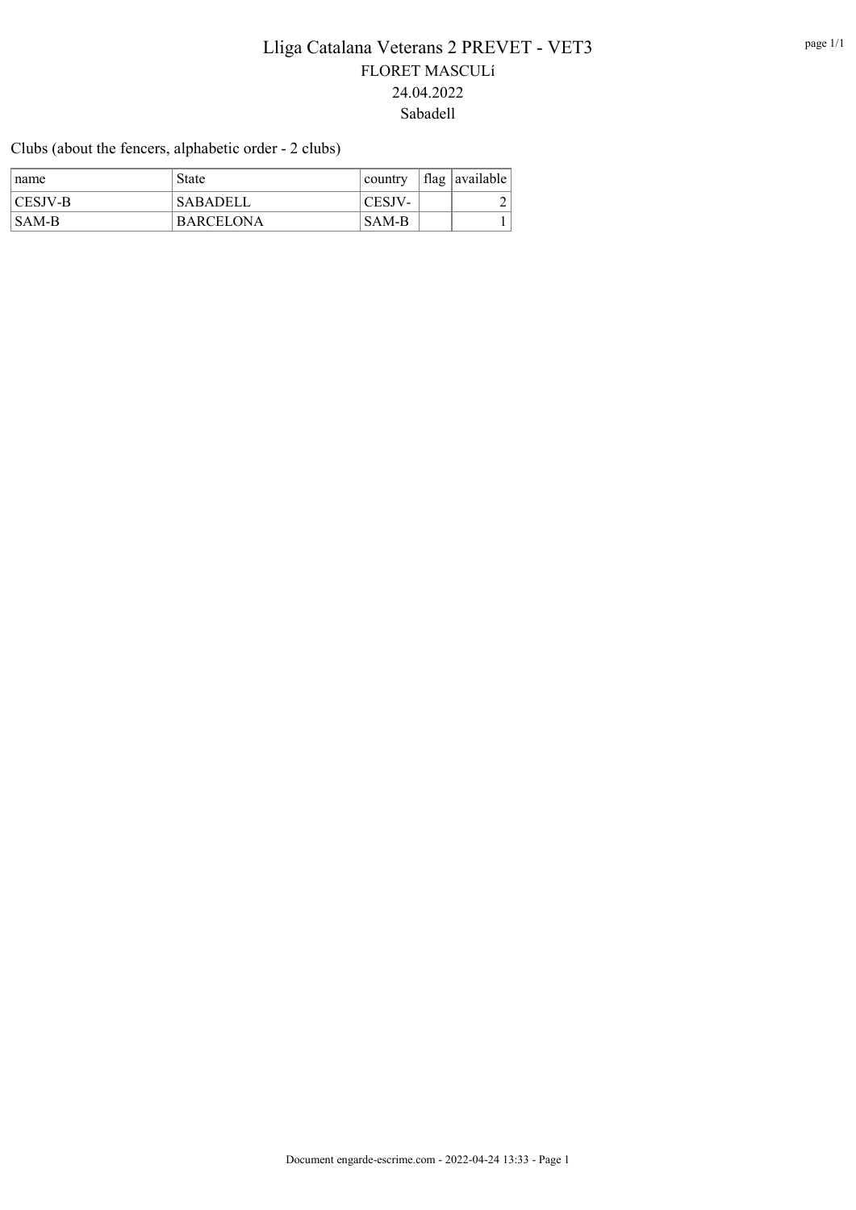# Lliga Catalana Veterans 2 PREVET - VET3

FLORET MASCULí

24.04.2022

Sabadell

Clubs (about the fencers, alphabetic order - 2 clubs)

| name | State | country | flag | available |
|---|---|---|---|---|
| CESJV-B | SABADELL | CESJV- | | 2 |
| SAM-B | BARCELONA | SAM-B | | 1 |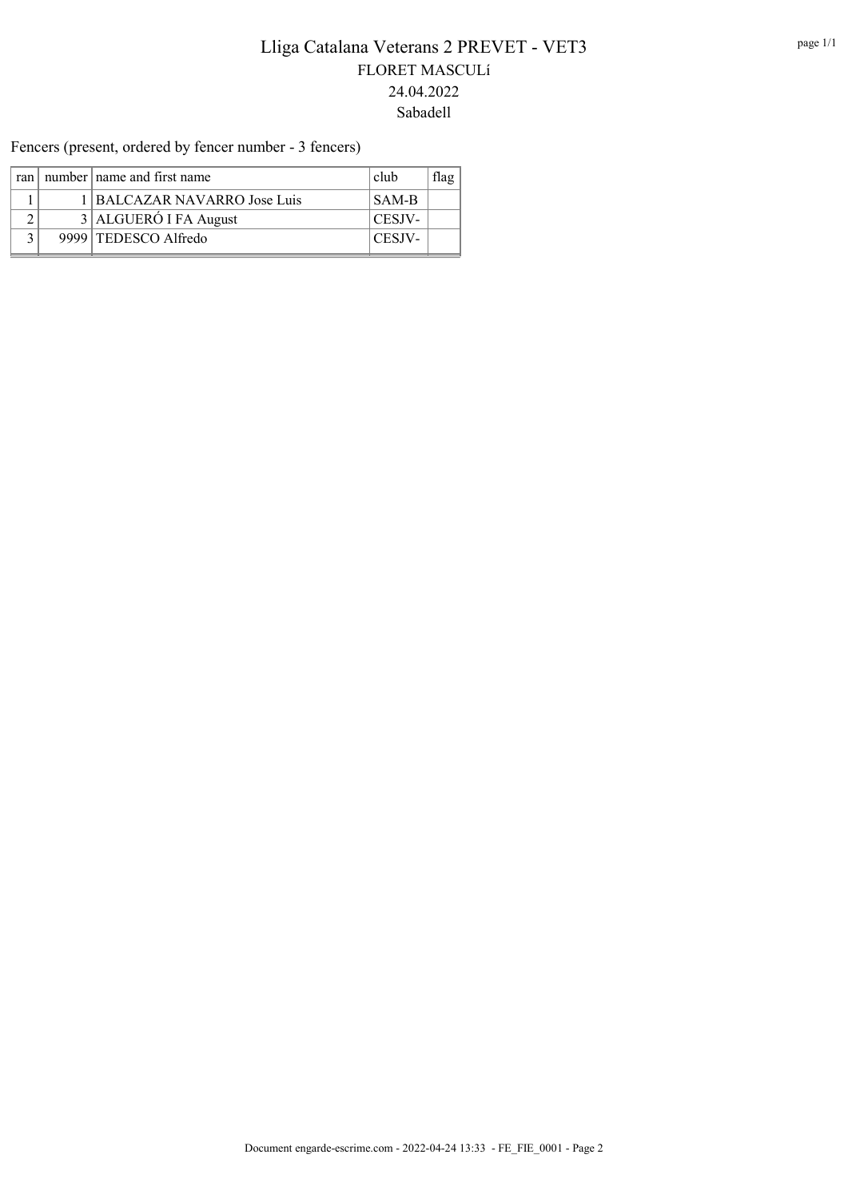# Lliga Catalana Veterans 2 PREVET - VET3

FLORET MASCULí

24.04.2022

Sabadell

Fencers (present, ordered by fencer number - 3 fencers)

| ran | number | name and first name | club | flag |
|---|---|---|---|---|
| 1 | 1 | BALCAZAR NAVARRO Jose Luis | SAM-B | |
| 2 | 3 | ALGUERÓ I FA August | CESJV- | |
| 3 | 9999 | TEDESCO Alfredo | CESJV- | |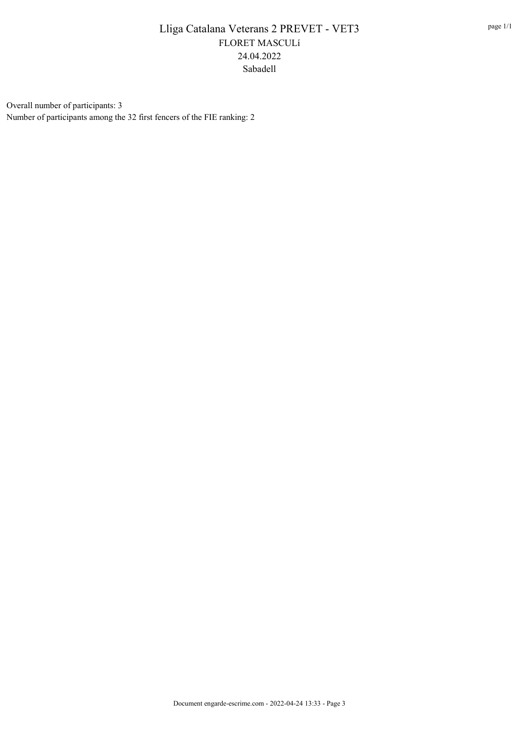# Lliga Catalana Veterans 2 PREVET - VET3

FLORET MASCULí

24.04.2022

Sabadell

Overall number of participants: 3

Number of participants among the 32 first fencers of the FIE ranking: 2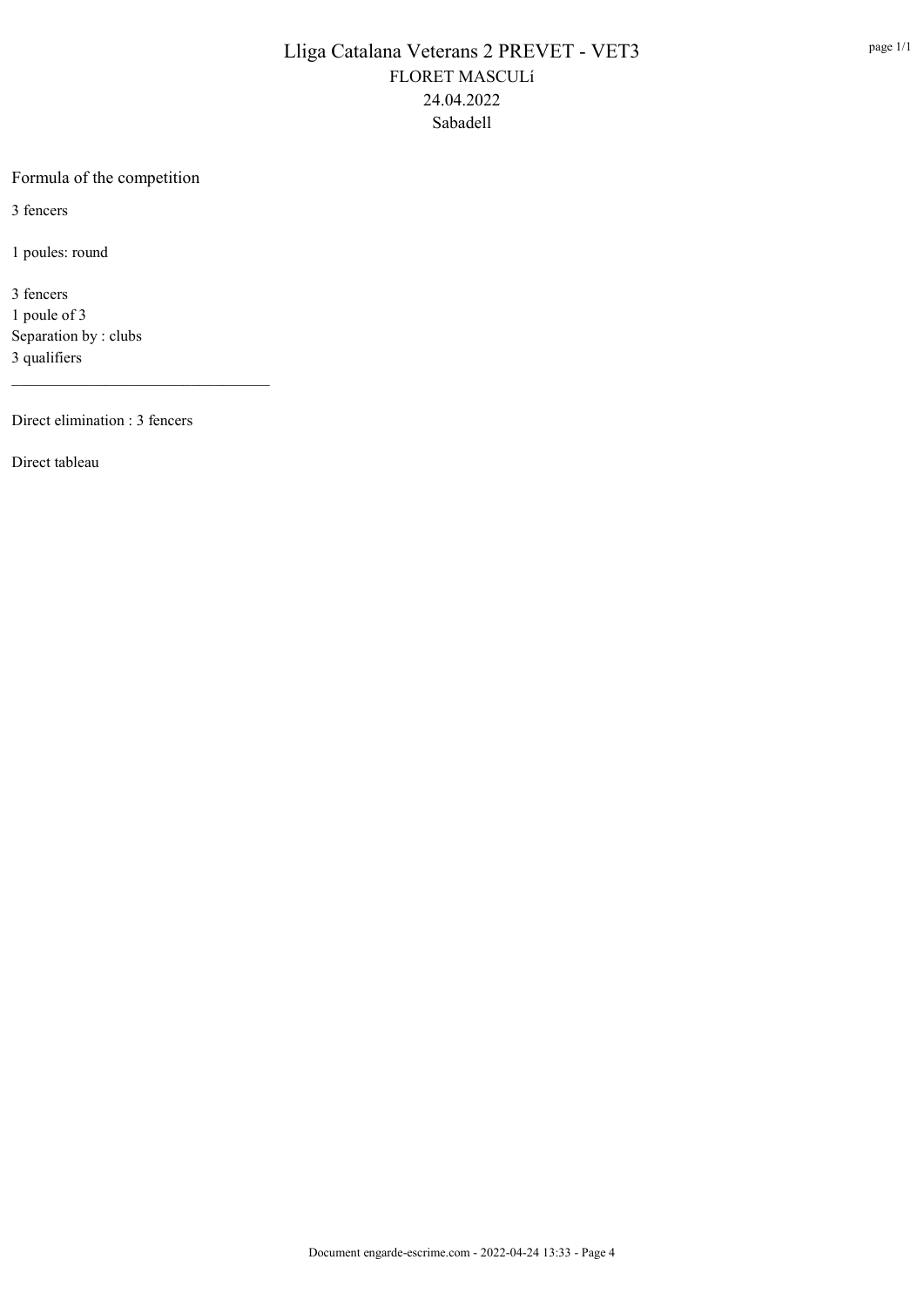# Lliga Catalana Veterans 2 PREVET - VET3

FLORET MASCULí

24.04.2022

Sabadell

## Formula of the competition

3 fencers

1 poules: round

3 fencers
1 poule of 3
Separation by : clubs
3 qualifiers

---

Direct elimination : 3 fencers

Direct tableau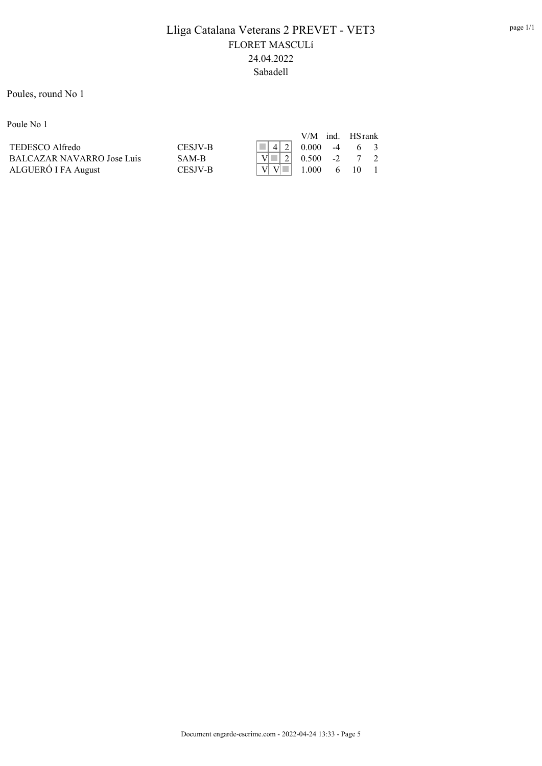# Lliga Catalana Veterans 2 PREVET - VET3

## FLORET MASCULí

24.04.2022

Sabadell

Poules, round No 1

Poule No 1

| | | | | | V/M | ind. | HS | rank |
|---|---|---|---|---|---|---|---|---|
| TEDESCO Alfredo | CESJV-B | | 4 | 2 | 0.000 | -4 | 6 | 3 |
| BALCAZAR NAVARRO Jose Luis | SAM-B | V | | 2 | 0.500 | -2 | 7 | 2 |
| ALGUERÓ I FA August | CESJV-B | V | V | | 1.000 | 6 | 10 | 1 |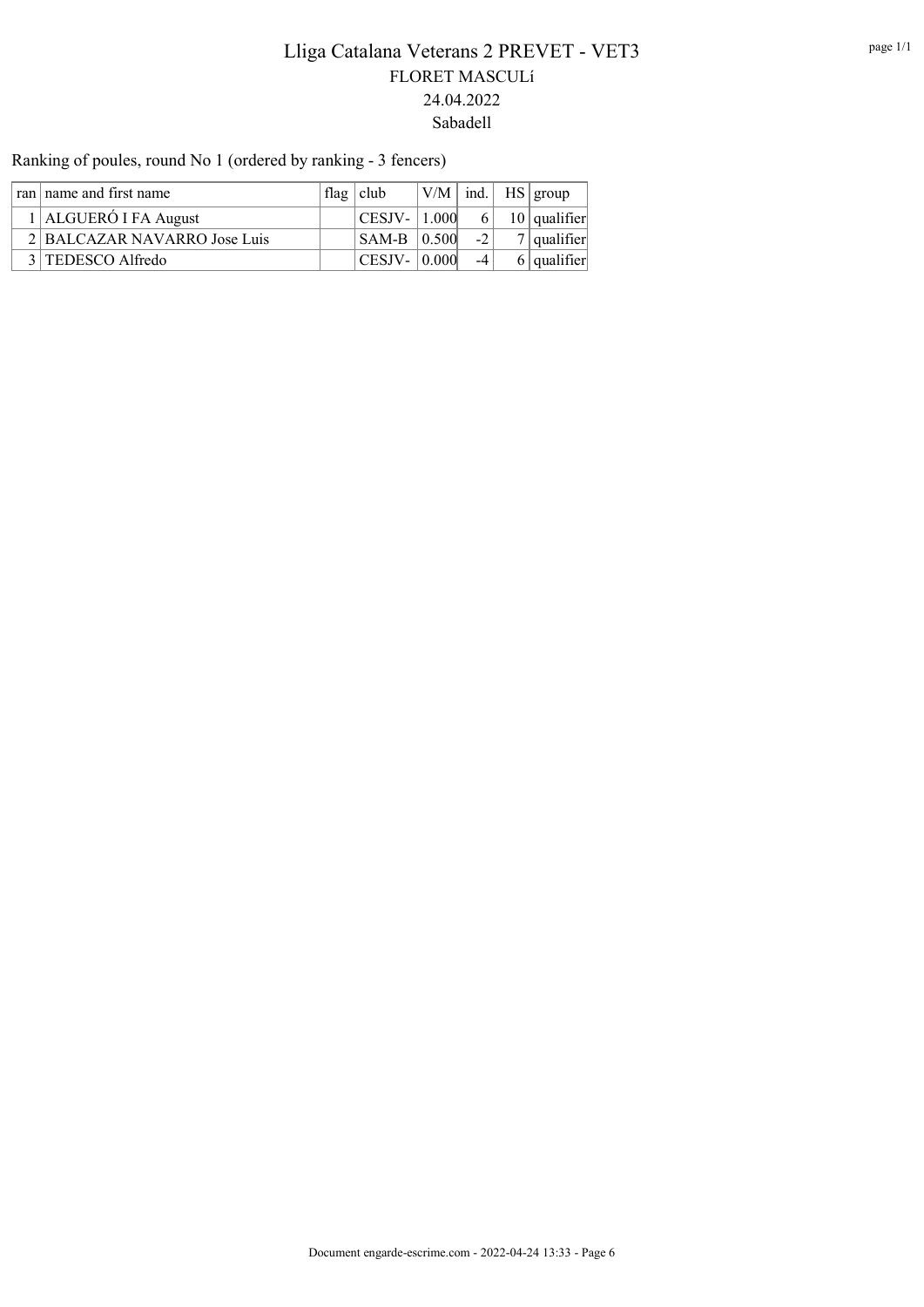# Lliga Catalana Veterans 2 PREVET - VET3

FLORET MASCULí

24.04.2022

Sabadell

Ranking of poules, round No 1 (ordered by ranking - 3 fencers)

| ran | name and first name | flag | club | V/M | ind. | HS | group |
|---|---|---|---|---|---|---|---|
| 1 | ALGUERÓ I FA August | | CESJV- | 1.000 | 6 | 10 | qualifier |
| 2 | BALCAZAR NAVARRO Jose Luis | | SAM-B | 0.500 | -2 | 7 | qualifier |
| 3 | TEDESCO Alfredo | | CESJV- | 0.000 | -4 | 6 | qualifier |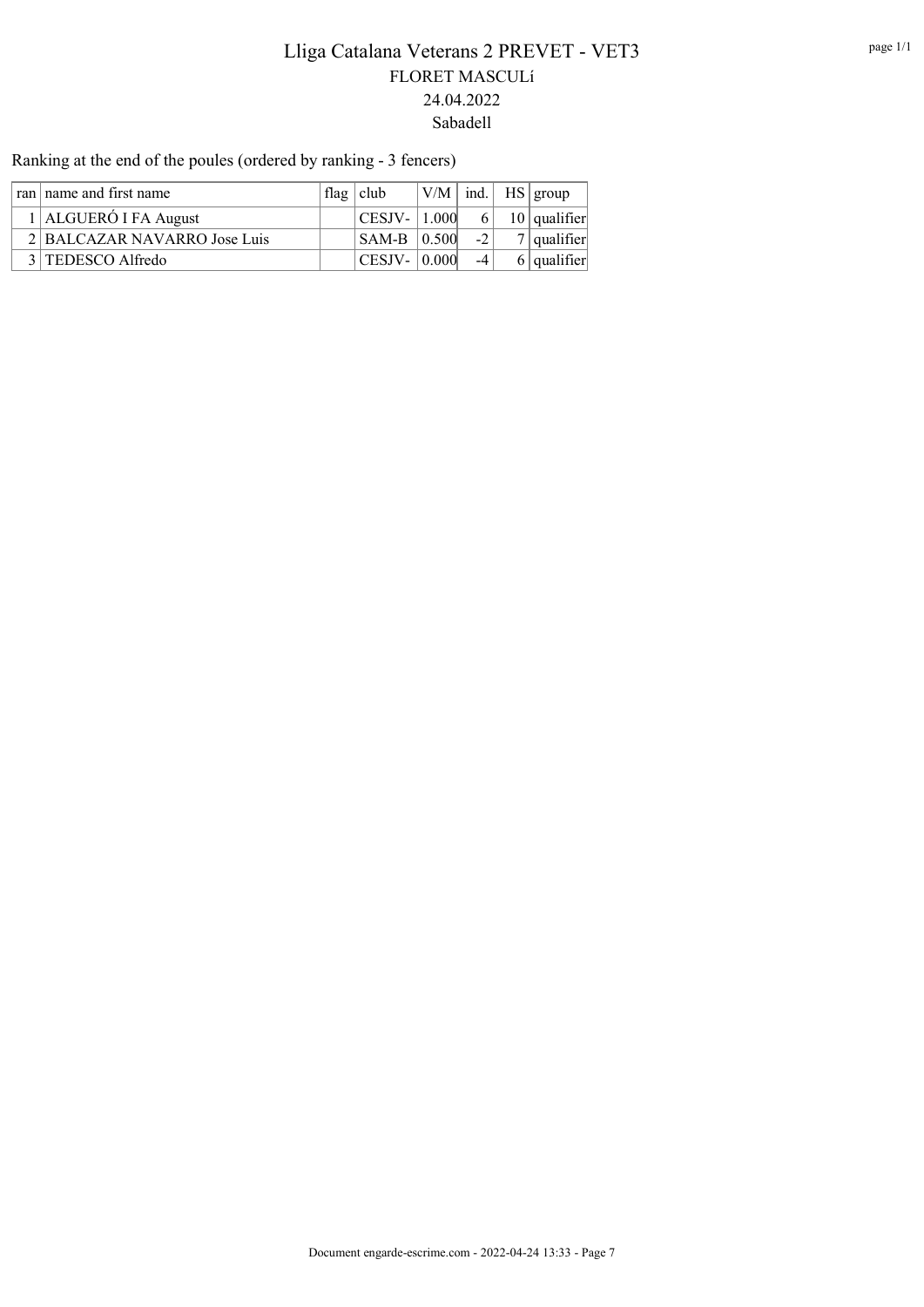# Lliga Catalana Veterans 2 PREVET - VET3

FLORET MASCULí

24.04.2022

Sabadell

Ranking at the end of the poules (ordered by ranking - 3 fencers)

| ran | name and first name | flag | club | V/M | ind. | HS | group |
|---|---|---|---|---|---|---|---|
| 1 | ALGUERÓ I FA August | | CESJV- | 1.000 | 6 | 10 | qualifier |
| 2 | BALCAZAR NAVARRO Jose Luis | | SAM-B | 0.500 | -2 | 7 | qualifier |
| 3 | TEDESCO Alfredo | | CESJV- | 0.000 | -4 | 6 | qualifier |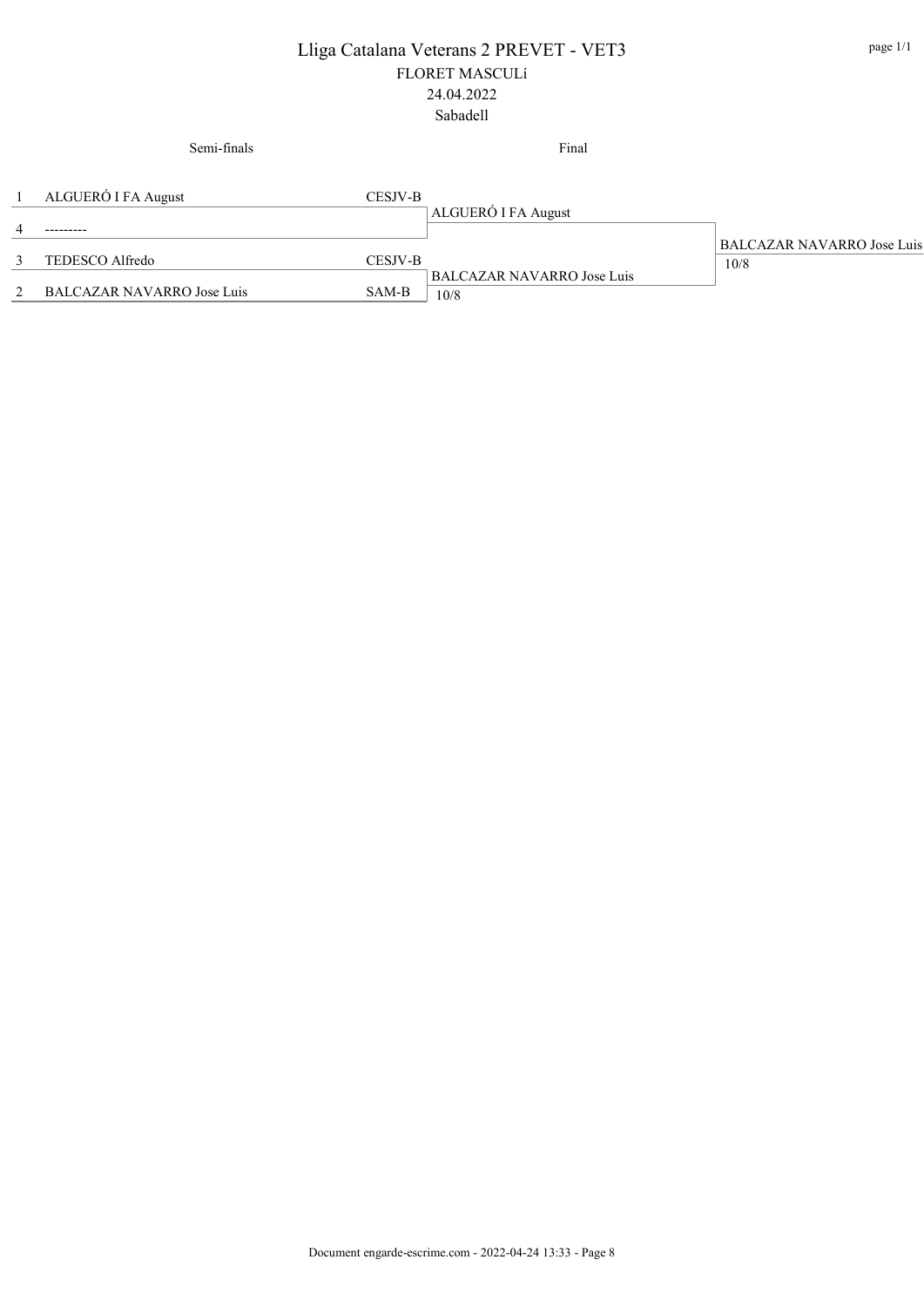# Lliga Catalana Veterans 2 PREVET - VET3

FLORET MASCULí

24.04.2022

Sabadell

| Semi-finals | | | Final | |
|---|---|---|---|---|
| 1 | ALGUERÓ I FA August | CESJV-B | ALGUERÓ I FA August | |
| 4 | --------- | | | |
| 3 | TEDESCO Alfredo | CESJV-B | BALCAZAR NAVARRO Jose Luis<br>10/8 | BALCAZAR NAVARRO Jose Luis<br>10/8 |
| 2 | BALCAZAR NAVARRO Jose Luis | SAM-B | | |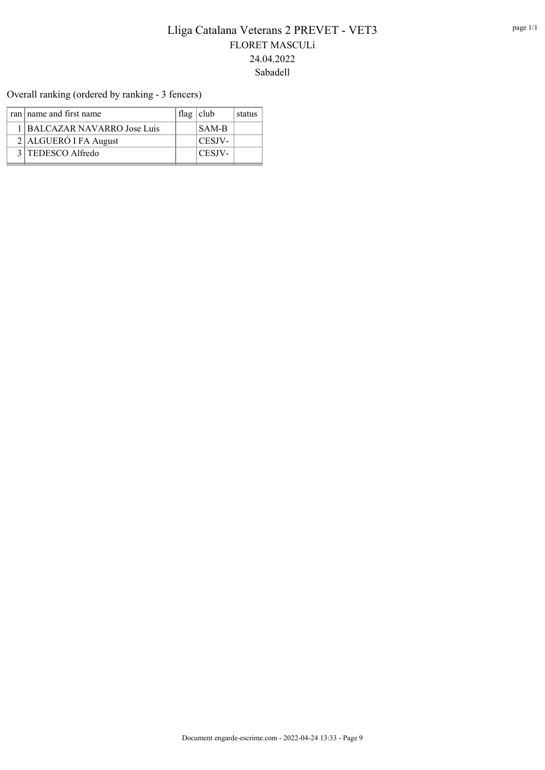# Lliga Catalana Veterans 2 PREVET - VET3

FLORET MASCULí

24.04.2022

Sabadell

Overall ranking (ordered by ranking - 3 fencers)

| ran | name and first name | flag | club | status |
|---|---|---|---|---|
| 1 | BALCAZAR NAVARRO Jose Luis | | SAM-B | |
| 2 | ALGUERÓ I FA August | | CESJV- | |
| 3 | TEDESCO Alfredo | | CESJV- | |

Document engarde-escrime.com - 2022-04-24 13:33 - Page 9